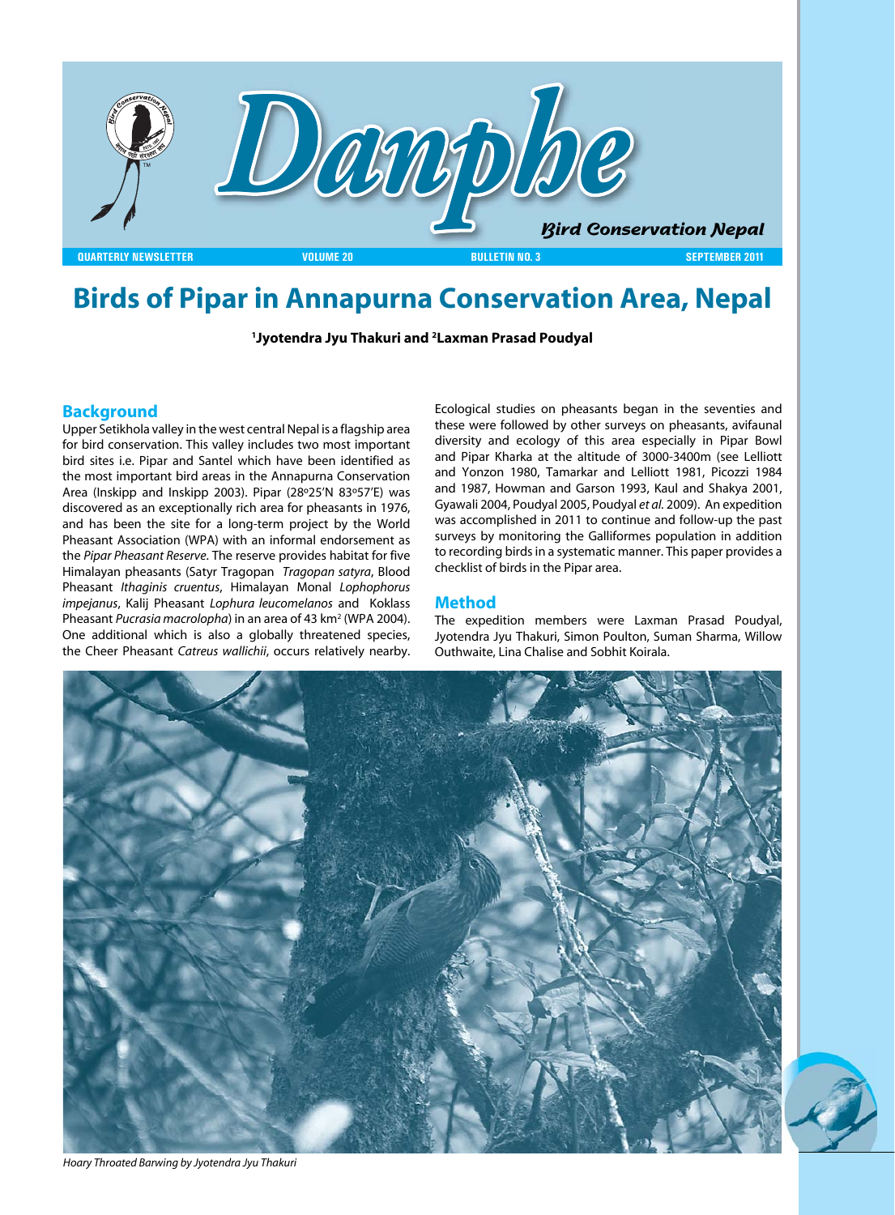# Danphe

*Bird Conservation Nepal*

QUARTERLY NEWSLETTER VOLUME 20 BULLETIN NO. 3 SEPTEMBER 2011

# Birds of Pipar in Annapurna Conservation Area, Nepal

**[1]Jyotendra Jyu Thakuri and [2]Laxman Prasad Poudyal**

## Background

Upper Setikhola valley in the west central Nepal is a flagship area for bird conservation. This valley includes two most important bird sites i.e. Pipar and Santel which have been identified as the most important bird areas in the Annapurna Conservation Area (Inskipp and Inskipp 2003). Pipar (28°25'N 83°57'E) was discovered as an exceptionally rich area for pheasants in 1976, and has been the site for a long-term project by the World Pheasant Association (WPA) with an informal endorsement as the *Pipar Pheasant Reserve*. The reserve provides habitat for five Himalayan pheasants (Satyr Tragopan *Tragopan satyra*, Blood Pheasant *Ithaginis cruentus*, Himalayan Monal *Lophophorus impejanus*, Kalij Pheasant *Lophura leucomelanos* and Koklass Pheasant *Pucrasia macrolopha*) in an area of 43 km$^2$ (WPA 2004). One additional which is also a globally threatened species, the Cheer Pheasant *Catreus wallichii*, occurs relatively nearby.

Ecological studies on pheasants began in the seventies and these were followed by other surveys on pheasants, avifaunal diversity and ecology of this area especially in Pipar Bowl and Pipar Kharka at the altitude of 3000-3400m (see Lelliott and Yonzon 1980, Tamarkar and Lelliott 1981, Picozzi 1984 and 1987, Howman and Garson 1993, Kaul and Shakya 2001, Gyawali 2004, Poudyal 2005, Poudyal *et al.* 2009). An expedition was accomplished in 2011 to continue and follow-up the past surveys by monitoring the Galliformes population in addition to recording birds in a systematic manner. This paper provides a checklist of birds in the Pipar area.

## Method

The expedition members were Laxman Prasad Poudyal, Jyotendra Jyu Thakuri, Simon Poulton, Suman Sharma, Willow Outhwaite, Lina Chalise and Sobhit Koirala.

*Hoary Throated Barwing by Jyotendra Jyu Thakuri*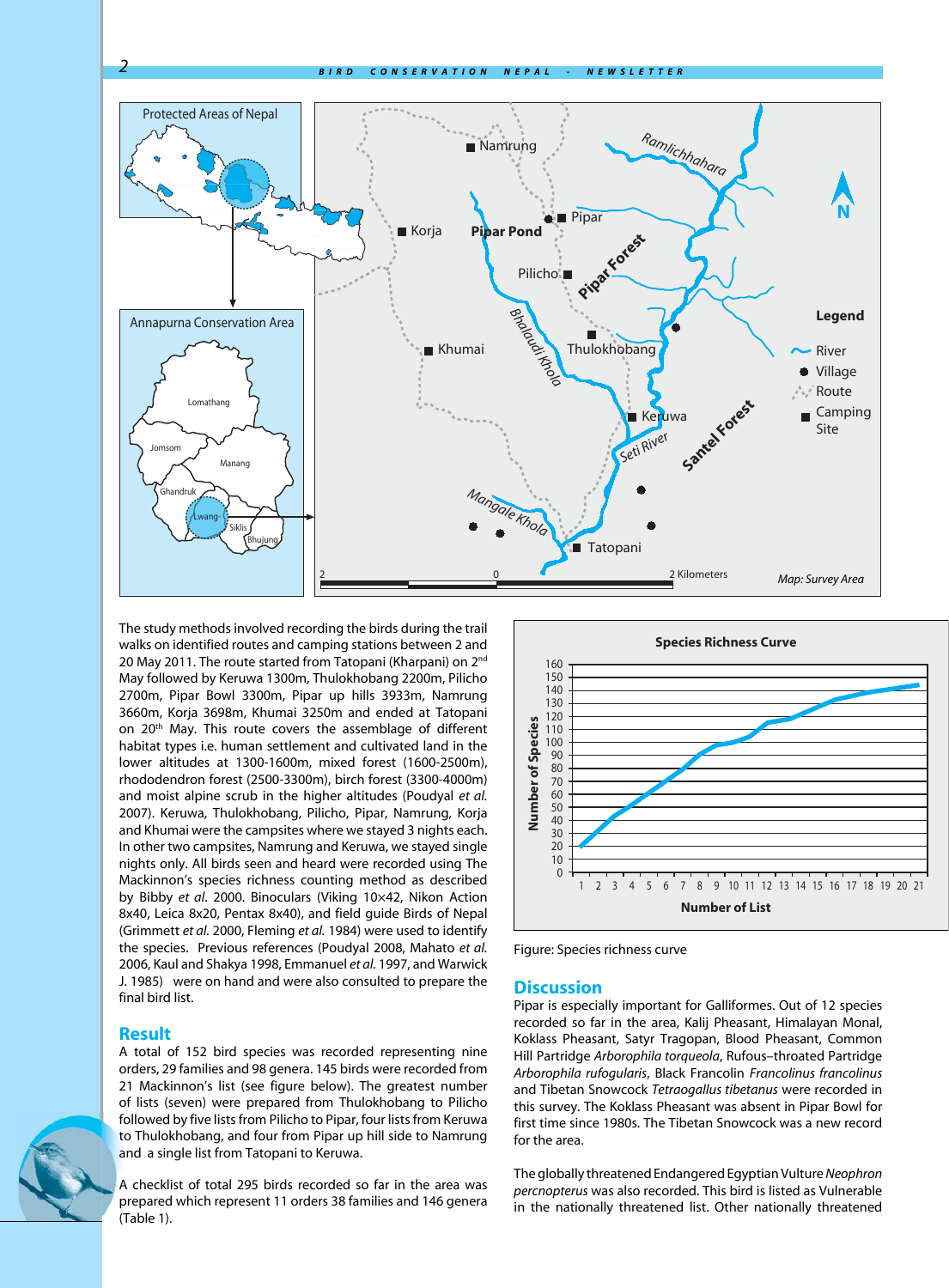Map: Survey Area

The study methods involved recording the birds during the trail walks on identified routes and camping stations between 2 and 20 May 2011. The route started from Tatopani (Kharpani) on 2[nd] May followed by Keruwa 1300m, Thulokhobang 2200m, Pilicho 2700m, Pipar Bowl 3300m, Pipar up hills 3933m, Namrung 3660m, Korja 3698m, Khumai 3250m and ended at Tatopani on 20[th] May. This route covers the assemblage of different habitat types i.e. human settlement and cultivated land in the lower altitudes at 1300-1600m, mixed forest (1600-2500m), rhododendron forest (2500-3300m), birch forest (3300-4000m) and moist alpine scrub in the higher altitudes (Poudyal *et al.* 2007). Keruwa, Thulokhobang, Pilicho, Pipar, Namrung, Korja and Khumai were the campsites where we stayed 3 nights each. In other two campsites, Namrung and Keruwa, we stayed single nights only. All birds seen and heard were recorded using The Mackinnon's species richness counting method as described by Bibby *et al.* 2000. Binoculars (Viking 10×42, Nikon Action 8x40, Leica 8x20, Pentax 8x40), and field guide Birds of Nepal (Grimmett *et al.* 2000, Fleming *et al.* 1984) were used to identify the species. Previous references (Poudyal 2008, Mahato *et al.* 2006, Kaul and Shakya 1998, Emmanuel *et al.* 1997, and Warwick J. 1985) were on hand and were also consulted to prepare the final bird list.

## Result

A total of 152 bird species was recorded representing nine orders, 29 families and 98 genera. 145 birds were recorded from 21 Mackinnon's list (see figure below). The greatest number of lists (seven) were prepared from Thulokhobang to Pilicho followed by five lists from Pilicho to Pipar, four lists from Keruwa to Thulokhobang, and four from Pipar up hill side to Namrung and a single list from Tatopani to Keruwa.

A checklist of total 295 birds recorded so far in the area was prepared which represent 11 orders 38 families and 146 genera (Table 1).

Figure: Species richness curve

## Discussion

Pipar is especially important for Galliformes. Out of 12 species recorded so far in the area, Kalij Pheasant, Himalayan Monal, Koklass Pheasant, Satyr Tragopan, Blood Pheasant, Common Hill Partridge *Arborophila torqueola*, Rufous–throated Partridge *Arborophila rufogularis*, Black Francolin *Francolinus francolinus* and Tibetan Snowcock *Tetraogallus tibetanus* were recorded in this survey. The Koklass Pheasant was absent in Pipar Bowl for first time since 1980s. The Tibetan Snowcock was a new record for the area.

The globally threatened Endangered Egyptian Vulture *Neophron percnopterus* was also recorded. This bird is listed as Vulnerable in the nationally threatened list. Other nationally threatened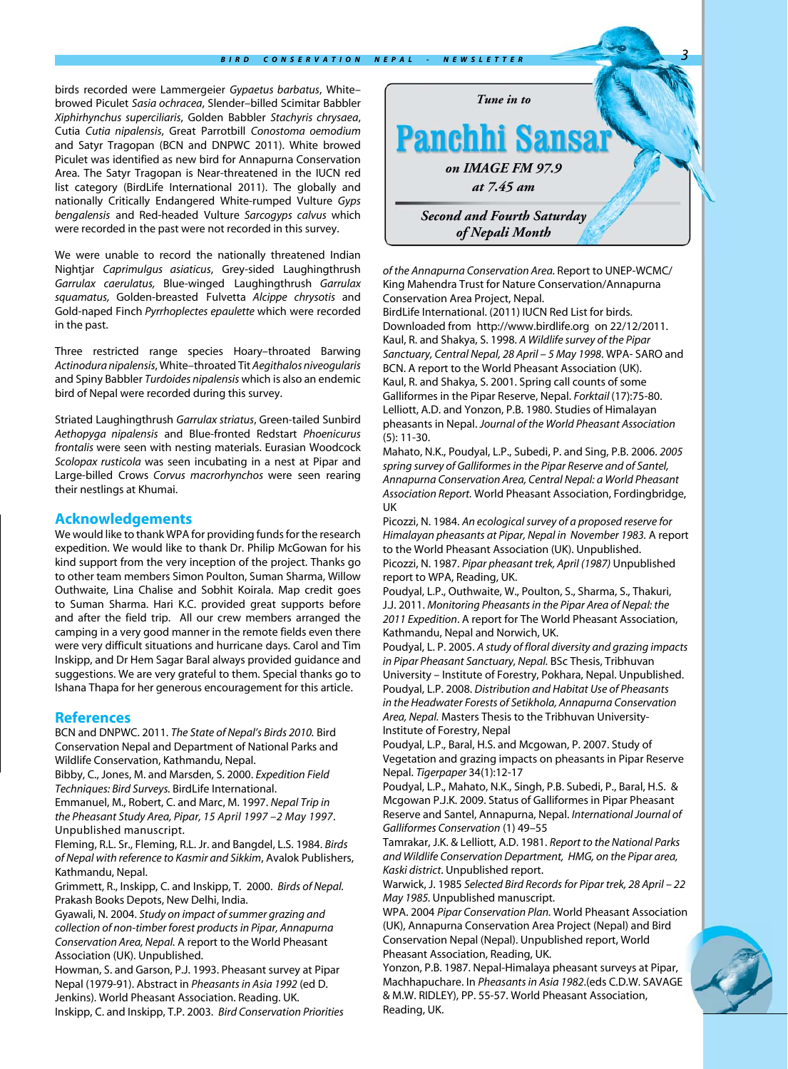birds recorded were Lammergeier *Gypaetus barbatus*, White–browed Piculet *Sasia ochracea*, Slender–billed Scimitar Babbler *Xiphirhynchus superciliaris*, Golden Babbler *Stachyris chrysaea*, Cutia *Cutia nipalensis*, Great Parrotbill *Conostoma oemodium* and Satyr Tragopan (BCN and DNPWC 2011). White browed Piculet was identified as new bird for Annapurna Conservation Area. The Satyr Tragopan is Near-threatened in the IUCN red list category (BirdLife International 2011). The globally and nationally Critically Endangered White-rumped Vulture *Gyps bengalensis* and Red-headed Vulture *Sarcogyps calvus* which were recorded in the past were not recorded in this survey.

We were unable to record the nationally threatened Indian Nightjar *Caprimulgus asiaticus*, Grey-sided Laughingthrush *Garrulax caerulatus,* Blue-winged Laughingthrush *Garrulax squamatus,* Golden-breasted Fulvetta *Alcippe chrysotis* and Gold-naped Finch *Pyrrhoplectes epaulette* which were recorded in the past.

Three restricted range species Hoary–throated Barwing *Actinodura nipalensis*, White–throated Tit *Aegithalos niveogularis* and Spiny Babbler *Turdoides nipalensis* which is also an endemic bird of Nepal were recorded during this survey.

Striated Laughingthrush *Garrulax striatus*, Green-tailed Sunbird *Aethopyga nipalensis* and Blue-fronted Redstart *Phoenicurus frontalis* were seen with nesting materials. Eurasian Woodcock *Scolopax rusticola* was seen incubating in a nest at Pipar and Large-billed Crows *Corvus macrorhynchos* were seen rearing their nestlings at Khumai.

## Acknowledgements

We would like to thank WPA for providing funds for the research expedition. We would like to thank Dr. Philip McGowan for his kind support from the very inception of the project. Thanks go to other team members Simon Poulton, Suman Sharma, Willow Outhwaite, Lina Chalise and Sobhit Koirala. Map credit goes to Suman Sharma. Hari K.C. provided great supports before and after the field trip. All our crew members arranged the camping in a very good manner in the remote fields even there were very difficult situations and hurricane days. Carol and Tim Inskipp, and Dr Hem Sagar Baral always provided guidance and suggestions. We are very grateful to them. Special thanks go to Ishana Thapa for her generous encouragement for this article.

## References

BCN and DNPWC. 2011. *The State of Nepal's Birds 2010.* Bird Conservation Nepal and Department of National Parks and Wildlife Conservation, Kathmandu, Nepal.

Bibby, C., Jones, M. and Marsden, S. 2000. *Expedition Field Techniques: Bird Surveys.* BirdLife International.

Emmanuel, M., Robert, C. and Marc, M. 1997. *Nepal Trip in the Pheasant Study Area, Pipar, 15 April 1997 –2 May 1997*. Unpublished manuscript.

Fleming, R.L. Sr., Fleming, R.L. Jr. and Bangdel, L.S. 1984. *Birds of Nepal with reference to Kasmir and Sikkim*, Avalok Publishers, Kathmandu, Nepal.

Grimmett, R., Inskipp, C. and Inskipp, T. 2000. *Birds of Nepal.* Prakash Books Depots, New Delhi, India.

Gyawali, N. 2004. *Study on impact of summer grazing and collection of non-timber forest products in Pipar, Annapurna Conservation Area, Nepal.* A report to the World Pheasant Association (UK). Unpublished.

Howman, S. and Garson, P.J. 1993. Pheasant survey at Pipar Nepal (1979-91). Abstract in *Pheasants in Asia 1992* (ed D. Jenkins). World Pheasant Association. Reading. UK.

Inskipp, C. and Inskipp, T.P. 2003. *Bird Conservation Priorities of the Annapurna Conservation Area.* Report to UNEP-WCMC/ King Mahendra Trust for Nature Conservation/Annapurna Conservation Area Project, Nepal.

BirdLife International. (2011) IUCN Red List for birds. Downloaded from http://www.birdlife.org on 22/12/2011.

Kaul, R. and Shakya, S. 1998. *A Wildlife survey of the Pipar Sanctuary, Central Nepal, 28 April – 5 May 1998*. WPA- SARO and BCN. A report to the World Pheasant Association (UK).

Kaul, R. and Shakya, S. 2001. Spring call counts of some Galliformes in the Pipar Reserve, Nepal. *Forktail* (17):75-80.

Lelliott, A.D. and Yonzon, P.B. 1980. Studies of Himalayan pheasants in Nepal. *Journal of the World Pheasant Association* (5): 11-30.

Mahato, N.K., Poudyal, L.P., Subedi, P. and Sing, P.B. 2006. *2005 spring survey of Galliformes in the Pipar Reserve and of Santel, Annapurna Conservation Area, Central Nepal: a World Pheasant Association Report.* World Pheasant Association, Fordingbridge, UK

Picozzi, N. 1984. *An ecological survey of a proposed reserve for Himalayan pheasants at Pipar, Nepal in November 1983.* A report to the World Pheasant Association (UK). Unpublished.

Picozzi, N. 1987. *Pipar pheasant trek, April (1987)* Unpublished report to WPA, Reading, UK.

Poudyal, L.P., Outhwaite, W., Poulton, S., Sharma, S., Thakuri, J.J. 2011. *Monitoring Pheasants in the Pipar Area of Nepal: the 2011 Expedition*. A report for The World Pheasant Association, Kathmandu, Nepal and Norwich, UK.

Poudyal, L. P. 2005. *A study of floral diversity and grazing impacts in Pipar Pheasant Sanctuary, Nepal.* BSc Thesis, Tribhuvan University – Institute of Forestry, Pokhara, Nepal. Unpublished.

Poudyal, L.P. 2008. *Distribution and Habitat Use of Pheasants in the Headwater Forests of Setikhola, Annapurna Conservation Area, Nepal.* Masters Thesis to the Tribhuvan University-Institute of Forestry, Nepal

Poudyal, L.P., Baral, H.S. and Mcgowan, P. 2007. Study of Vegetation and grazing impacts on pheasants in Pipar Reserve Nepal. *Tigerpaper* 34(1):12-17

Poudyal, L.P., Mahato, N.K., Singh, P.B. Subedi, P., Baral, H.S. & Mcgowan P.J.K. 2009. Status of Galliformes in Pipar Pheasant Reserve and Santel, Annapurna, Nepal. *International Journal of Galliformes Conservation* (1) 49–55

Tamrakar, J.K. & Lelliott, A.D. 1981. *Report to the National Parks and Wildlife Conservation Department, HMG, on the Pipar area, Kaski district*. Unpublished report.

Warwick, J. 1985 *Selected Bird Records for Pipar trek, 28 April – 22 May 1985.* Unpublished manuscript.

WPA. 2004 *Pipar Conservation Plan.* World Pheasant Association (UK), Annapurna Conservation Area Project (Nepal) and Bird Conservation Nepal (Nepal). Unpublished report, World Pheasant Association, Reading, UK.

Yonzon, P.B. 1987. Nepal-Himalaya pheasant surveys at Pipar, Machhapuchare. In *Pheasants in Asia 1982*.(eds C.D.W. SAVAGE & M.W. RIDLEY), PP. 55-57. World Pheasant Association, Reading, UK.

*Tune in to*

**Panchhi Sansar**

***on IMAGE FM 97.9***
***at 7.45 am***

***Second and Fourth Saturday of Nepali Month***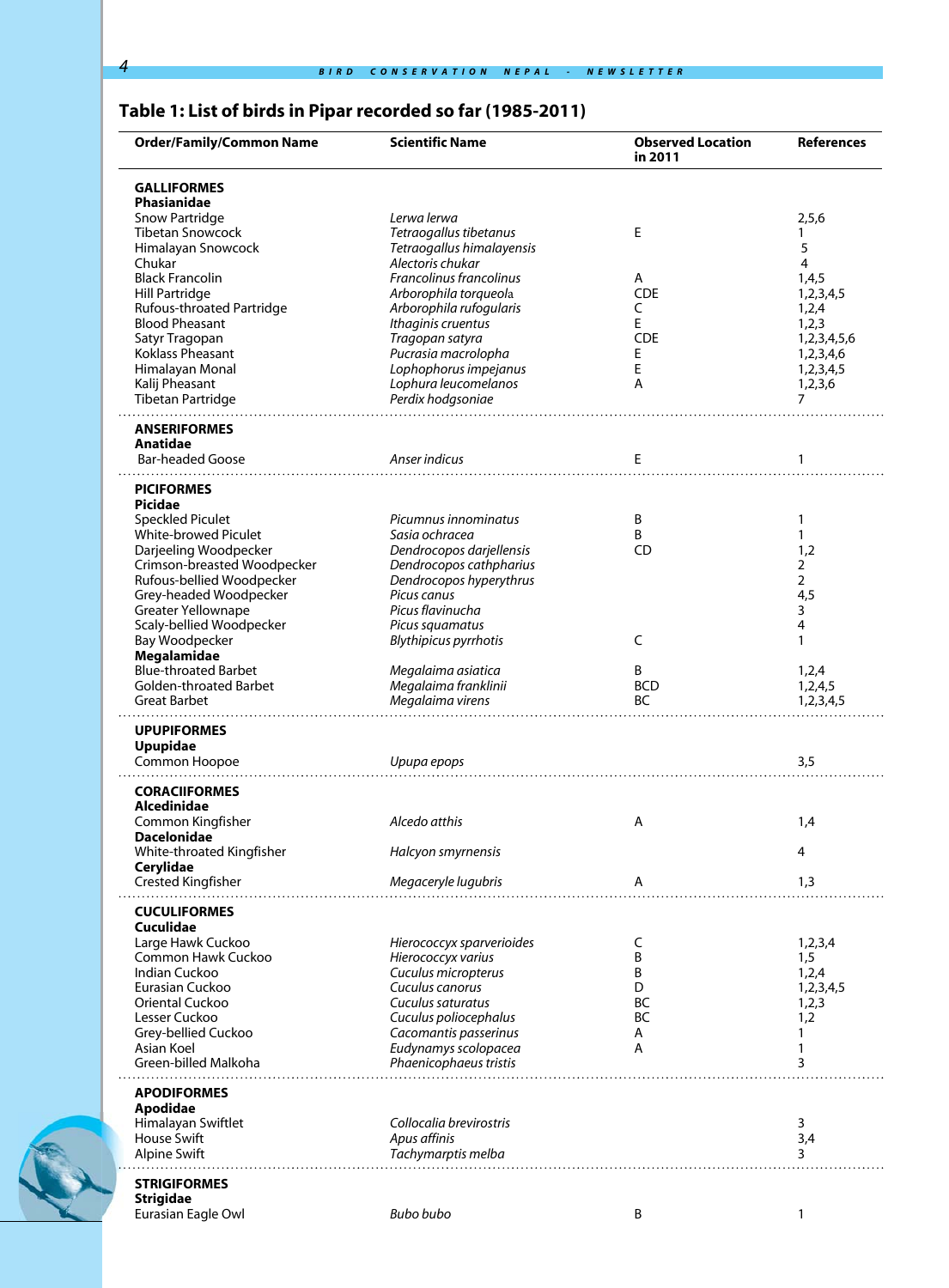## Table 1: List of birds in Pipar recorded so far (1985-2011)

| Order/Family/Common Name | Scientific Name | Observed Location in 2011 | References |
|---|---|---|---|
| **GALLIFORMES** | | | |
| **Phasianidae** | | | |
| Snow Partridge | *Lerwa lerwa* | | 2,5,6 |
| Tibetan Snowcock | *Tetraogallus tibetanus* | E | 1 |
| Himalayan Snowcock | *Tetraogallus himalayensis* | | 5 |
| Chukar | *Alectoris chukar* | | 4 |
| Black Francolin | *Francolinus francolinus* | A | 1,4,5 |
| Hill Partridge | *Arborophila torqueola* | CDE | 1,2,3,4,5 |
| Rufous-throated Partridge | *Arborophila rufogularis* | C | 1,2,4 |
| Blood Pheasant | *Ithaginis cruentus* | E | 1,2,3 |
| Satyr Tragopan | *Tragopan satyra* | CDE | 1,2,3,4,5,6 |
| Koklass Pheasant | *Pucrasia macrolopha* | E | 1,2,3,4,6 |
| Himalayan Monal | *Lophophorus impejanus* | E | 1,2,3,4,5 |
| Kalij Pheasant | *Lophura leucomelanos* | A | 1,2,3,6 |
| Tibetan Partridge | *Perdix hodgsoniae* | | 7 |
| **ANSERIFORMES** | | | |
| **Anatidae** | | | |
| Bar-headed Goose | *Anser indicus* | E | 1 |
| **PICIFORMES** | | | |
| **Picidae** | | | |
| Speckled Piculet | *Picumnus innominatus* | B | 1 |
| White-browed Piculet | *Sasia ochracea* | B | 1 |
| Darjeeling Woodpecker | *Dendrocopos darjellensis* | CD | 1,2 |
| Crimson-breasted Woodpecker | *Dendrocopos cathpharius* | | 2 |
| Rufous-bellied Woodpecker | *Dendrocopos hyperythrus* | | 2 |
| Grey-headed Woodpecker | *Picus canus* | | 4,5 |
| Greater Yellownape | *Picus flavinucha* | | 3 |
| Scaly-bellied Woodpecker | *Picus squamatus* | | 4 |
| Bay Woodpecker | *Blythipicus pyrrhotis* | C | 1 |
| **Megalamidae** | | | |
| Blue-throated Barbet | *Megalaima asiatica* | B | 1,2,4 |
| Golden-throated Barbet | *Megalaima franklinii* | BCD | 1,2,4,5 |
| Great Barbet | *Megalaima virens* | BC | 1,2,3,4,5 |
| **UPUPIFORMES** | | | |
| **Upupidae** | | | |
| Common Hoopoe | *Upupa epops* | | 3,5 |
| **CORACIIFORMES** | | | |
| **Alcedinidae** | | | |
| Common Kingfisher | *Alcedo atthis* | A | 1,4 |
| **Dacelonidae** | | | |
| White-throated Kingfisher | *Halcyon smyrnensis* | | 4 |
| **Cerylidae** | | | |
| Crested Kingfisher | *Megaceryle lugubris* | A | 1,3 |
| **CUCULIFORMES** | | | |
| **Cuculidae** | | | |
| Large Hawk Cuckoo | *Hierococcyx sparverioides* | C | 1,2,3,4 |
| Common Hawk Cuckoo | *Hierococcyx varius* | B | 1,5 |
| Indian Cuckoo | *Cuculus micropterus* | B | 1,2,4 |
| Eurasian Cuckoo | *Cuculus canorus* | D | 1,2,3,4,5 |
| Oriental Cuckoo | *Cuculus saturatus* | BC | 1,2,3 |
| Lesser Cuckoo | *Cuculus poliocephalus* | BC | 1,2 |
| Grey-bellied Cuckoo | *Cacomantis passerinus* | A | 1 |
| Asian Koel | *Eudynamys scolopacea* | A | 1 |
| Green-billed Malkoha | *Phaenicophaeus tristis* | | 3 |
| **APODIFORMES** | | | |
| **Apodidae** | | | |
| Himalayan Swiftlet | *Collocalia brevirostris* | | 3 |
| House Swift | *Apus affinis* | | 3,4 |
| Alpine Swift | *Tachymarptis melba* | | 3 |
| **STRIGIFORMES** | | | |
| **Strigidae** | | | |
| Eurasian Eagle Owl | *Bubo bubo* | B | 1 |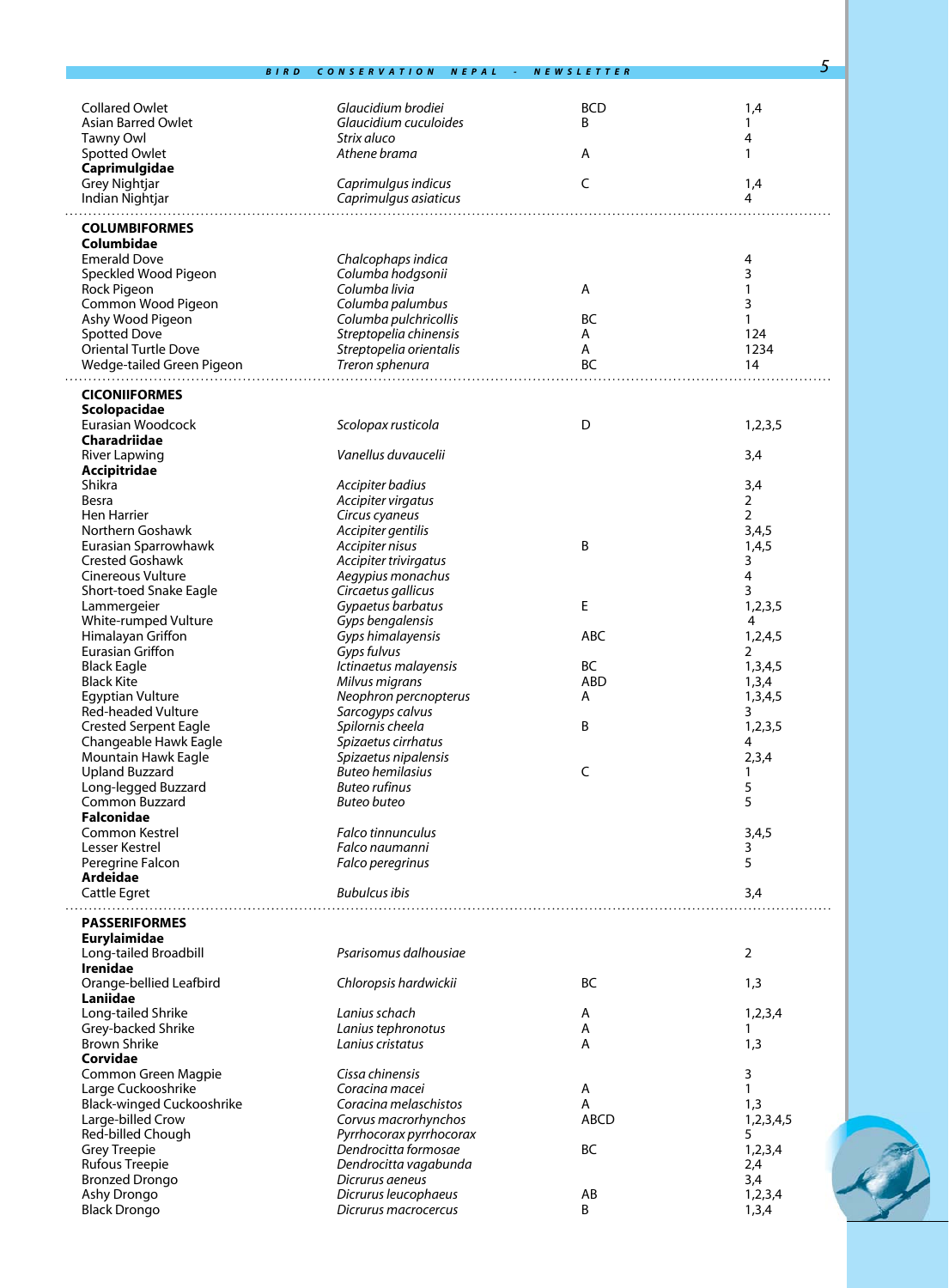| | | | |
|---|---|---|---|
| Collared Owlet | *Glaucidium brodiei* | BCD | 1,4 |
| Asian Barred Owlet | *Glaucidium cuculoides* | B | 1 |
| Tawny Owl | *Strix aluco* | | 4 |
| Spotted Owlet | *Athene brama* | A | 1 |
| **Caprimulgidae** | | | |
| Grey Nightjar | *Caprimulgus indicus* | C | 1,4 |
| Indian Nightjar | *Caprimulgus asiaticus* | | 4 |
| **COLUMBIFORMES** | | | |
| **Columbidae** | | | |
| Emerald Dove | *Chalcophaps indica* | | 4 |
| Speckled Wood Pigeon | *Columba hodgsonii* | | 3 |
| Rock Pigeon | *Columba livia* | A | 1 |
| Common Wood Pigeon | *Columba palumbus* | | 3 |
| Ashy Wood Pigeon | *Columba pulchricollis* | BC | 1 |
| Spotted Dove | *Streptopelia chinensis* | A | 124 |
| Oriental Turtle Dove | *Streptopelia orientalis* | A | 1234 |
| Wedge-tailed Green Pigeon | *Treron sphenura* | BC | 14 |
| **CICONIIFORMES** | | | |
| **Scolopacidae** | | | |
| Eurasian Woodcock | *Scolopax rusticola* | D | 1,2,3,5 |
| **Charadriidae** | | | |
| River Lapwing | *Vanellus duvaucelii* | | 3,4 |
| **Accipitridae** | | | |
| Shikra | *Accipiter badius* | | 3,4 |
| Besra | *Accipiter virgatus* | | 2 |
| Hen Harrier | *Circus cyaneus* | | 2 |
| Northern Goshawk | *Accipiter gentilis* | | 3,4,5 |
| Eurasian Sparrowhawk | *Accipiter nisus* | B | 1,4,5 |
| Crested Goshawk | *Accipiter trivirgatus* | | 3 |
| Cinereous Vulture | *Aegypius monachus* | | 4 |
| Short-toed Snake Eagle | *Circaetus gallicus* | | 3 |
| Lammergeier | *Gypaetus barbatus* | E | 1,2,3,5 |
| White-rumped Vulture | *Gyps bengalensis* | | 4 |
| Himalayan Griffon | *Gyps himalayensis* | ABC | 1,2,4,5 |
| Eurasian Griffon | *Gyps fulvus* | | 2 |
| Black Eagle | *Ictinaetus malayensis* | BC | 1,3,4,5 |
| Black Kite | *Milvus migrans* | ABD | 1,3,4 |
| Egyptian Vulture | *Neophron percnopterus* | A | 1,3,4,5 |
| Red-headed Vulture | *Sarcogyps calvus* | | 3 |
| Crested Serpent Eagle | *Spilornis cheela* | B | 1,2,3,5 |
| Changeable Hawk Eagle | *Spizaetus cirrhatus* | | 4 |
| Mountain Hawk Eagle | *Spizaetus nipalensis* | | 2,3,4 |
| Upland Buzzard | *Buteo hemilasius* | C | 1 |
| Long-legged Buzzard | *Buteo rufinus* | | 5 |
| Common Buzzard | *Buteo buteo* | | 5 |
| **Falconidae** | | | |
| Common Kestrel | *Falco tinnunculus* | | 3,4,5 |
| Lesser Kestrel | *Falco naumanni* | | 3 |
| Peregrine Falcon | *Falco peregrinus* | | 5 |
| **Ardeidae** | | | |
| Cattle Egret | *Bubulcus ibis* | | 3,4 |
| **PASSERIFORMES** | | | |
| **Eurylaimidae** | | | |
| Long-tailed Broadbill | *Psarisomus dalhousiae* | | 2 |
| **Irenidae** | | | |
| Orange-bellied Leafbird | *Chloropsis hardwickii* | BC | 1,3 |
| **Laniidae** | | | |
| Long-tailed Shrike | *Lanius schach* | A | 1,2,3,4 |
| Grey-backed Shrike | *Lanius tephronotus* | A | 1 |
| Brown Shrike | *Lanius cristatus* | A | 1,3 |
| **Corvidae** | | | |
| Common Green Magpie | *Cissa chinensis* | | 3 |
| Large Cuckooshrike | *Coracina macei* | A | 1 |
| Black-winged Cuckooshrike | *Coracina melaschistos* | A | 1,3 |
| Large-billed Crow | *Corvus macrorhynchos* | ABCD | 1,2,3,4,5 |
| Red-billed Chough | *Pyrrhocorax pyrrhocorax* | | 5 |
| Grey Treepie | *Dendrocitta formosae* | BC | 1,2,3,4 |
| Rufous Treepie | *Dendrocitta vagabunda* | | 2,4 |
| Bronzed Drongo | *Dicrurus aeneus* | | 3,4 |
| Ashy Drongo | *Dicrurus leucophaeus* | AB | 1,2,3,4 |
| Black Drongo | *Dicrurus macrocercus* | B | 1,3,4 |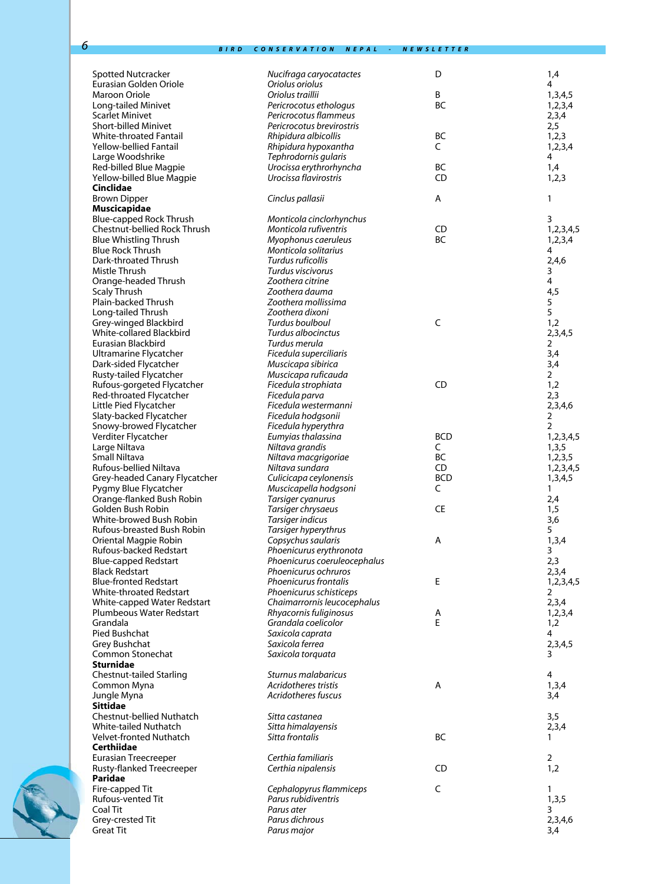| | | | |
|---|---|---|---|
| Spotted Nutcracker | *Nucifraga caryocatactes* | D | 1,4 |
| Eurasian Golden Oriole | *Oriolus oriolus* | | 4 |
| Maroon Oriole | *Oriolus traillii* | B | 1,3,4,5 |
| Long-tailed Minivet | *Pericrocotus ethologus* | BC | 1,2,3,4 |
| Scarlet Minivet | *Pericrocotus flammeus* | | 2,3,4 |
| Short-billed Minivet | *Pericrocotus brevirostris* | | 2,5 |
| White-throated Fantail | *Rhipidura albicollis* | BC | 1,2,3 |
| Yellow-bellied Fantail | *Rhipidura hypoxantha* | C | 1,2,3,4 |
| Large Woodshrike | *Tephrodornis gularis* | | 4 |
| Red-billed Blue Magpie | *Urocissa erythrorhyncha* | BC | 1,4 |
| Yellow-billed Blue Magpie | *Urocissa flavirostris* | CD | 1,2,3 |
| **Cinclidae** | | | |
| Brown Dipper | *Cinclus pallasii* | A | 1 |
| **Muscicapidae** | | | |
| Blue-capped Rock Thrush | *Monticola cinclorhynchus* | | 3 |
| Chestnut-bellied Rock Thrush | *Monticola rufiventris* | CD | 1,2,3,4,5 |
| Blue Whistling Thrush | *Myophonus caeruleus* | BC | 1,2,3,4 |
| Blue Rock Thrush | *Monticola solitarius* | | 4 |
| Dark-throated Thrush | *Turdus ruficollis* | | 2,4,6 |
| Mistle Thrush | *Turdus viscivorus* | | 3 |
| Orange-headed Thrush | *Zoothera citrine* | | 4 |
| Scaly Thrush | *Zoothera dauma* | | 4,5 |
| Plain-backed Thrush | *Zoothera mollissima* | | 5 |
| Long-tailed Thrush | *Zoothera dixoni* | | 5 |
| Grey-winged Blackbird | *Turdus boulboul* | C | 1,2 |
| White-collared Blackbird | *Turdus albocinctus* | | 2,3,4,5 |
| Eurasian Blackbird | *Turdus merula* | | 2 |
| Ultramarine Flycatcher | *Ficedula superciliaris* | | 3,4 |
| Dark-sided Flycatcher | *Muscicapa sibirica* | | 3,4 |
| Rusty-tailed Flycatcher | *Muscicapa ruficauda* | | 2 |
| Rufous-gorgeted Flycatcher | *Ficedula strophiata* | CD | 1,2 |
| Red-throated Flycatcher | *Ficedula parva* | | 2,3 |
| Little Pied Flycatcher | *Ficedula westermanni* | | 2,3,4,6 |
| Slaty-backed Flycatcher | *Ficedula hodgsonii* | | 2 |
| Snowy-browed Flycatcher | *Ficedula hyperythra* | | 2 |
| Verditer Flycatcher | *Eumyias thalassina* | BCD | 1,2,3,4,5 |
| Large Niltava | *Niltava grandis* | C | 1,3,5 |
| Small Niltava | *Niltava macgrigoriae* | BC | 1,2,3,5 |
| Rufous-bellied Niltava | *Niltava sundara* | CD | 1,2,3,4,5 |
| Grey-headed Canary Flycatcher | *Culicicapa ceylonensis* | BCD | 1,3,4,5 |
| Pygmy Blue Flycatcher | *Muscicapella hodgsoni* | C | 1 |
| Orange-flanked Bush Robin | *Tarsiger cyanurus* | | 2,4 |
| Golden Bush Robin | *Tarsiger chrysaeus* | CE | 1,5 |
| White-browed Bush Robin | *Tarsiger indicus* | | 3,6 |
| Rufous-breasted Bush Robin | *Tarsiger hyperythrus* | | 5 |
| Oriental Magpie Robin | *Copsychus saularis* | A | 1,3,4 |
| Rufous-backed Redstart | *Phoenicurus erythronota* | | 3 |
| Blue-capped Redstart | *Phoenicurus coeruleocephalus* | | 2,3 |
| Black Redstart | *Phoenicurus ochruros* | | 2,3,4 |
| Blue-fronted Redstart | *Phoenicurus frontalis* | E | 1,2,3,4,5 |
| White-throated Redstart | *Phoenicurus schisticeps* | | 2 |
| White-capped Water Redstart | *Chaimarrornis leucocephalus* | | 2,3,4 |
| Plumbeous Water Redstart | *Rhyacornis fuliginosus* | A | 1,2,3,4 |
| Grandala | *Grandala coelicolor* | E | 1,2 |
| Pied Bushchat | *Saxicola caprata* | | 4 |
| Grey Bushchat | *Saxicola ferrea* | | 2,3,4,5 |
| Common Stonechat | *Saxicola torquata* | | 3 |
| **Sturnidae** | | | |
| Chestnut-tailed Starling | *Sturnus malabaricus* | | 4 |
| Common Myna | *Acridotheres tristis* | A | 1,3,4 |
| Jungle Myna | *Acridotheres fuscus* | | 3,4 |
| **Sittidae** | | | |
| Chestnut-bellied Nuthatch | *Sitta castanea* | | 3,5 |
| White-tailed Nuthatch | *Sitta himalayensis* | | 2,3,4 |
| Velvet-fronted Nuthatch | *Sitta frontalis* | BC | 1 |
| **Certhiidae** | | | |
| Eurasian Treecreeper | *Certhia familiaris* | | 2 |
| Rusty-flanked Treecreeper | *Certhia nipalensis* | CD | 1,2 |
| **Paridae** | | | |
| Fire-capped Tit | *Cephalopyrus flammiceps* | C | 1 |
| Rufous-vented Tit | *Parus rubidiventris* | | 1,3,5 |
| Coal Tit | *Parus ater* | | 3 |
| Grey-crested Tit | *Parus dichrous* | | 2,3,4,6 |
| Great Tit | *Parus major* | | 3,4 |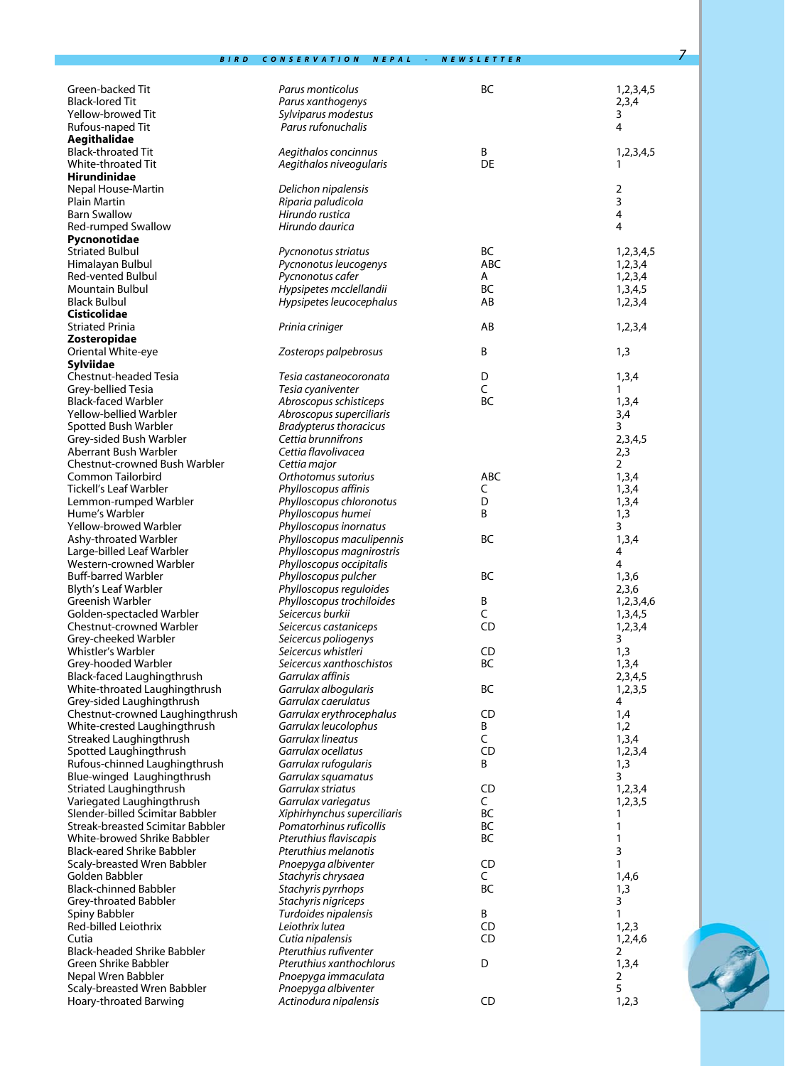| | | | |
|---|---|---|---|
| Green-backed Tit | *Parus monticolus* | BC | 1,2,3,4,5 |
| Black-lored Tit | *Parus xanthogenys* | | 2,3,4 |
| Yellow-browed Tit | *Sylviparus modestus* | | 3 |
| Rufous-naped Tit | *Parus rufonuchalis* | | 4 |
| **Aegithalidae** | | | |
| Black-throated Tit | *Aegithalos concinnus* | B | 1,2,3,4,5 |
| White-throated Tit | *Aegithalos niveogularis* | DE | 1 |
| **Hirundinidae** | | | |
| Nepal House-Martin | *Delichon nipalensis* | | 2 |
| Plain Martin | *Riparia paludicola* | | 3 |
| Barn Swallow | *Hirundo rustica* | | 4 |
| Red-rumped Swallow | *Hirundo daurica* | | 4 |
| **Pycnonotidae** | | | |
| Striated Bulbul | *Pycnonotus striatus* | BC | 1,2,3,4,5 |
| Himalayan Bulbul | *Pycnonotus leucogenys* | ABC | 1,2,3,4 |
| Red-vented Bulbul | *Pycnonotus cafer* | A | 1,2,3,4 |
| Mountain Bulbul | *Hypsipetes mcclellandii* | BC | 1,3,4,5 |
| Black Bulbul | *Hypsipetes leucocephalus* | AB | 1,2,3,4 |
| **Cisticolidae** | | | |
| Striated Prinia | *Prinia criniger* | AB | 1,2,3,4 |
| **Zosteropidae** | | | |
| Oriental White-eye | *Zosterops palpebrosus* | B | 1,3 |
| **Sylviidae** | | | |
| Chestnut-headed Tesia | *Tesia castaneocoronata* | D | 1,3,4 |
| Grey-bellied Tesia | *Tesia cyaniventer* | C | 1 |
| Black-faced Warbler | *Abroscopus schisticeps* | BC | 1,3,4 |
| Yellow-bellied Warbler | *Abroscopus superciliaris* | | 3,4 |
| Spotted Bush Warbler | *Bradypterus thoracicus* | | 3 |
| Grey-sided Bush Warbler | *Cettia brunnifrons* | | 2,3,4,5 |
| Aberrant Bush Warbler | *Cettia flavolivacea* | | 2,3 |
| Chestnut-crowned Bush Warbler | *Cettia major* | | 2 |
| Common Tailorbird | *Orthotomus sutorius* | ABC | 1,3,4 |
| Tickell's Leaf Warbler | *Phylloscopus affinis* | C | 1,3,4 |
| Lemmon-rumped Warbler | *Phylloscopus chloronotus* | D | 1,3,4 |
| Hume's Warbler | *Phylloscopus humei* | B | 1,3 |
| Yellow-browed Warbler | *Phylloscopus inornatus* | | 3 |
| Ashy-throated Warbler | *Phylloscopus maculipennis* | BC | 1,3,4 |
| Large-billed Leaf Warbler | *Phylloscopus magnirostris* | | 4 |
| Western-crowned Warbler | *Phylloscopus occipitalis* | | 4 |
| Buff-barred Warbler | *Phylloscopus pulcher* | BC | 1,3,6 |
| Blyth's Leaf Warbler | *Phylloscopus reguloides* | | 2,3,6 |
| Greenish Warbler | *Phylloscopus trochiloides* | B | 1,2,3,4,6 |
| Golden-spectacled Warbler | *Seicercus burkii* | C | 1,3,4,5 |
| Chestnut-crowned Warbler | *Seicercus castaniceps* | CD | 1,2,3,4 |
| Grey-cheeked Warbler | *Seicercus poliogenys* | | 3 |
| Whistler's Warbler | *Seicercus whistleri* | CD | 1,3 |
| Grey-hooded Warbler | *Seicercus xanthoschistos* | BC | 1,3,4 |
| Black-faced Laughingthrush | *Garrulax affinis* | | 2,3,4,5 |
| White-throated Laughingthrush | *Garrulax albogularis* | BC | 1,2,3,5 |
| Grey-sided Laughingthrush | *Garrulax caerulatus* | | 4 |
| Chestnut-crowned Laughingthrush | *Garrulax erythrocephalus* | CD | 1,4 |
| White-crested Laughingthrush | *Garrulax leucolophus* | B | 1,2 |
| Streaked Laughingthrush | *Garrulax lineatus* | C | 1,3,4 |
| Spotted Laughingthrush | *Garrulax ocellatus* | CD | 1,2,3,4 |
| Rufous-chinned Laughingthrush | *Garrulax rufogularis* | B | 1,3 |
| Blue-winged Laughingthrush | *Garrulax squamatus* | | 3 |
| Striated Laughingthrush | *Garrulax striatus* | CD | 1,2,3,4 |
| Variegated Laughingthrush | *Garrulax variegatus* | C | 1,2,3,5 |
| Slender-billed Scimitar Babbler | *Xiphirhynchus superciliaris* | BC | 1 |
| Streak-breasted Scimitar Babbler | *Pomatorhinus ruficollis* | BC | 1 |
| White-browed Shrike Babbler | *Pteruthius flaviscapis* | BC | 1 |
| Black-eared Shrike Babbler | *Pteruthius melanotis* | | 3 |
| Scaly-breasted Wren Babbler | *Pnoepyga albiventer* | CD | 1 |
| Golden Babbler | *Stachyris chrysaea* | C | 1,4,6 |
| Black-chinned Babbler | *Stachyris pyrrhops* | BC | 1,3 |
| Grey-throated Babbler | *Stachyris nigriceps* | | 3 |
| Spiny Babbler | *Turdoides nipalensis* | B | 1 |
| Red-billed Leiothrix | *Leiothrix lutea* | CD | 1,2,3 |
| Cutia | *Cutia nipalensis* | CD | 1,2,4,6 |
| Black-headed Shrike Babbler | *Pteruthius rufiventer* | | 2 |
| Green Shrike Babbler | *Pteruthius xanthochlorus* | D | 1,3,4 |
| Nepal Wren Babbler | *Pnoepyga immaculata* | | 2 |
| Scaly-breasted Wren Babbler | *Pnoepyga albiventer* | | 5 |
| Hoary-throated Barwing | *Actinodura nipalensis* | CD | 1,2,3 |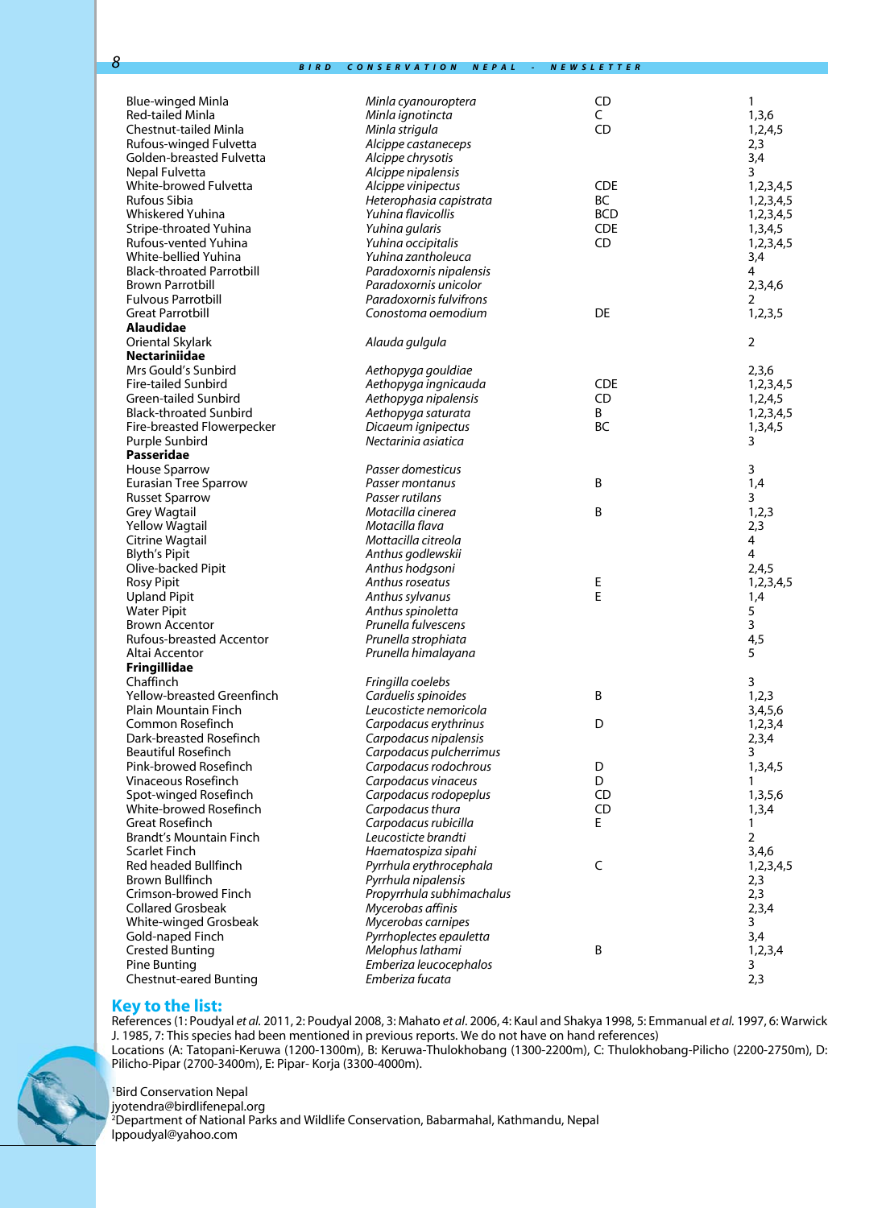| | | | |
|---|---|---|---|
| Blue-winged Minla | *Minla cyanouroptera* | CD | 1 |
| Red-tailed Minla | *Minla ignotincta* | C | 1,3,6 |
| Chestnut-tailed Minla | *Minla strigula* | CD | 1,2,4,5 |
| Rufous-winged Fulvetta | *Alcippe castaneceps* | | 2,3 |
| Golden-breasted Fulvetta | *Alcippe chrysotis* | | 3,4 |
| Nepal Fulvetta | *Alcippe nipalensis* | | 3 |
| White-browed Fulvetta | *Alcippe vinipectus* | CDE | 1,2,3,4,5 |
| Rufous Sibia | *Heterophasia capistrata* | BC | 1,2,3,4,5 |
| Whiskered Yuhina | *Yuhina flavicollis* | BCD | 1,2,3,4,5 |
| Stripe-throated Yuhina | *Yuhina gularis* | CDE | 1,3,4,5 |
| Rufous-vented Yuhina | *Yuhina occipitalis* | CD | 1,2,3,4,5 |
| White-bellied Yuhina | *Yuhina zantholeuca* | | 3,4 |
| Black-throated Parrotbill | *Paradoxornis nipalensis* | | 4 |
| Brown Parrotbill | *Paradoxornis unicolor* | | 2,3,4,6 |
| Fulvous Parrotbill | *Paradoxornis fulvifrons* | | 2 |
| Great Parrotbill | *Conostoma oemodium* | DE | 1,2,3,5 |
| **Alaudidae** | | | |
| Oriental Skylark | *Alauda gulgula* | | 2 |
| **Nectariniidae** | | | |
| Mrs Gould's Sunbird | *Aethopyga gouldiae* | | 2,3,6 |
| Fire-tailed Sunbird | *Aethopyga ingnicauda* | CDE | 1,2,3,4,5 |
| Green-tailed Sunbird | *Aethopyga nipalensis* | CD | 1,2,4,5 |
| Black-throated Sunbird | *Aethopyga saturata* | B | 1,2,3,4,5 |
| Fire-breasted Flowerpecker | *Dicaeum ignipectus* | BC | 1,3,4,5 |
| Purple Sunbird | *Nectarinia asiatica* | | 3 |
| **Passeridae** | | | |
| House Sparrow | *Passer domesticus* | | 3 |
| Eurasian Tree Sparrow | *Passer montanus* | B | 1,4 |
| Russet Sparrow | *Passer rutilans* | | 3 |
| Grey Wagtail | *Motacilla cinerea* | B | 1,2,3 |
| Yellow Wagtail | *Motacilla flava* | | 2,3 |
| Citrine Wagtail | *Mottacilla citreola* | | 4 |
| Blyth's Pipit | *Anthus godlewskii* | | 4 |
| Olive-backed Pipit | *Anthus hodgsoni* | | 2,4,5 |
| Rosy Pipit | *Anthus roseatus* | E | 1,2,3,4,5 |
| Upland Pipit | *Anthus sylvanus* | E | 1,4 |
| Water Pipit | *Anthus spinoletta* | | 5 |
| Brown Accentor | *Prunella fulvescens* | | 3 |
| Rufous-breasted Accentor | *Prunella strophiata* | | 4,5 |
| Altai Accentor | *Prunella himalayana* | | 5 |
| **Fringillidae** | | | |
| Chaffinch | *Fringilla coelebs* | | 3 |
| Yellow-breasted Greenfinch | *Carduelis spinoides* | B | 1,2,3 |
| Plain Mountain Finch | *Leucosticte nemoricola* | | 3,4,5,6 |
| Common Rosefinch | *Carpodacus erythrinus* | D | 1,2,3,4 |
| Dark-breasted Rosefinch | *Carpodacus nipalensis* | | 2,3,4 |
| Beautiful Rosefinch | *Carpodacus pulcherrimus* | | 3 |
| Pink-browed Rosefinch | *Carpodacus rodochrous* | D | 1,3,4,5 |
| Vinaceous Rosefinch | *Carpodacus vinaceus* | D | 1 |
| Spot-winged Rosefinch | *Carpodacus rodopeplus* | CD | 1,3,5,6 |
| White-browed Rosefinch | *Carpodacus thura* | CD | 1,3,4 |
| Great Rosefinch | *Carpodacus rubicilla* | E | 1 |
| Brandt's Mountain Finch | *Leucosticte brandti* | | 2 |
| Scarlet Finch | *Haematospiza sipahi* | | 3,4,6 |
| Red headed Bullfinch | *Pyrrhula erythrocephala* | C | 1,2,3,4,5 |
| Brown Bullfinch | *Pyrrhula nipalensis* | | 2,3 |
| Crimson-browed Finch | *Propyrrhula subhimachalus* | | 2,3 |
| Collared Grosbeak | *Mycerobas affinis* | | 2,3,4 |
| White-winged Grosbeak | *Mycerobas carnipes* | | 3 |
| Gold-naped Finch | *Pyrrhoplectes epauletta* | | 3,4 |
| Crested Bunting | *Melophus lathami* | B | 1,2,3,4 |
| Pine Bunting | *Emberiza leucocephalos* | | 3 |
| Chestnut-eared Bunting | *Emberiza fucata* | | 2,3 |

## Key to the list:

References (1: Poudyal *et al.* 2011, 2: Poudyal 2008, 3: Mahato *et al.* 2006, 4: Kaul and Shakya 1998, 5: Emmanual *et al.* 1997, 6: Warwick J. 1985, 7: This species had been mentioned in previous reports. We do not have on hand references)

Locations (A: Tatopani-Keruwa (1200-1300m), B: Keruwa-Thulokhobang (1300-2200m), C: Thulokhobang-Pilicho (2200-2750m), D: Pilicho-Pipar (2700-3400m), E: Pipar- Korja (3300-4000m).

[1]Bird Conservation Nepal
jyotendra@birdlifenepal.org
[2]Department of National Parks and Wildlife Conservation, Babarmahal, Kathmandu, Nepal
lppoudyal@yahoo.com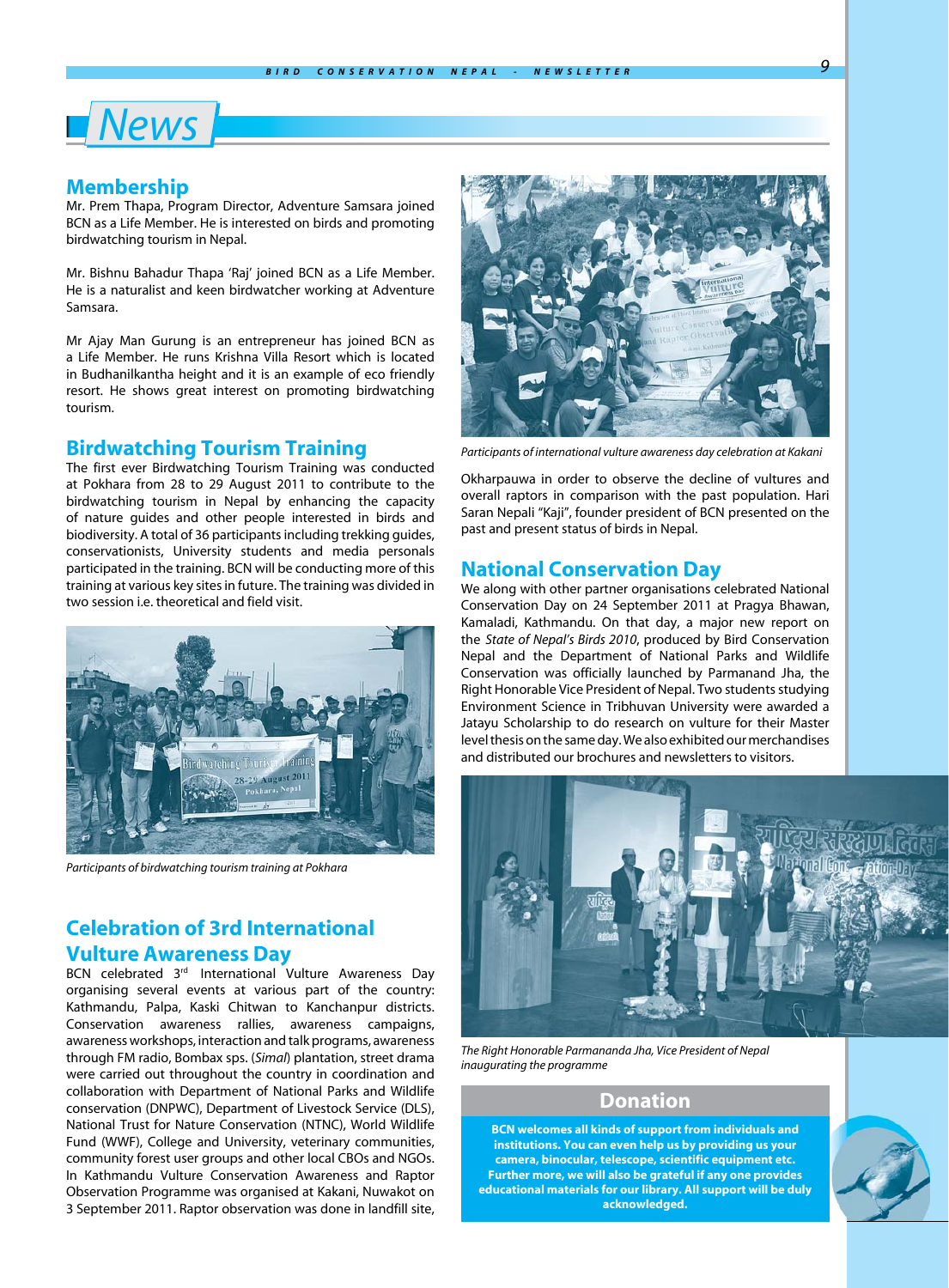# News

## Membership

Mr. Prem Thapa, Program Director, Adventure Samsara joined BCN as a Life Member. He is interested on birds and promoting birdwatching tourism in Nepal.

Mr. Bishnu Bahadur Thapa 'Raj' joined BCN as a Life Member. He is a naturalist and keen birdwatcher working at Adventure Samsara.

Mr Ajay Man Gurung is an entrepreneur has joined BCN as a Life Member. He runs Krishna Villa Resort which is located in Budhanilkantha height and it is an example of eco friendly resort. He shows great interest on promoting birdwatching tourism.

## Birdwatching Tourism Training

The first ever Birdwatching Tourism Training was conducted at Pokhara from 28 to 29 August 2011 to contribute to the birdwatching tourism in Nepal by enhancing the capacity of nature guides and other people interested in birds and biodiversity. A total of 36 participants including trekking guides, conservationists, University students and media personals participated in the training. BCN will be conducting more of this training at various key sites in future. The training was divided in two session i.e. theoretical and field visit.

*Participants of birdwatching tourism training at Pokhara*

## Celebration of 3rd International Vulture Awareness Day

BCN celebrated 3rd International Vulture Awareness Day organising several events at various part of the country: Kathmandu, Palpa, Kaski Chitwan to Kanchanpur districts. Conservation awareness rallies, awareness campaigns, awareness workshops, interaction and talk programs, awareness through FM radio, Bombax sps. (*Simal*) plantation, street drama were carried out throughout the country in coordination and collaboration with Department of National Parks and Wildlife conservation (DNPWC), Department of Livestock Service (DLS), National Trust for Nature Conservation (NTNC), World Wildlife Fund (WWF), College and University, veterinary communities, community forest user groups and other local CBOs and NGOs. In Kathmandu Vulture Conservation Awareness and Raptor Observation Programme was organised at Kakani, Nuwakot on 3 September 2011. Raptor observation was done in landfill site, Okharpauwa in order to observe the decline of vultures and overall raptors in comparison with the past population. Hari Saran Nepali "Kaji", founder president of BCN presented on the past and present status of birds in Nepal.

*Participants of international vulture awareness day celebration at Kakani*

## National Conservation Day

We along with other partner organisations celebrated National Conservation Day on 24 September 2011 at Pragya Bhawan, Kamaladi, Kathmandu. On that day, a major new report on the *State of Nepal's Birds 2010*, produced by Bird Conservation Nepal and the Department of National Parks and Wildlife Conservation was officially launched by Parmanand Jha, the Right Honorable Vice President of Nepal. Two students studying Environment Science in Tribhuvan University were awarded a Jatayu Scholarship to do research on vulture for their Master level thesis on the same day. We also exhibited our merchandises and distributed our brochures and newsletters to visitors.

*The Right Honorable Parmananda Jha, Vice President of Nepal inaugurating the programme*

## Donation

**BCN welcomes all kinds of support from individuals and institutions. You can even help us by providing us your camera, binocular, telescope, scientific equipment etc. Further more, we will also be grateful if any one provides educational materials for our library. All support will be duly acknowledged.**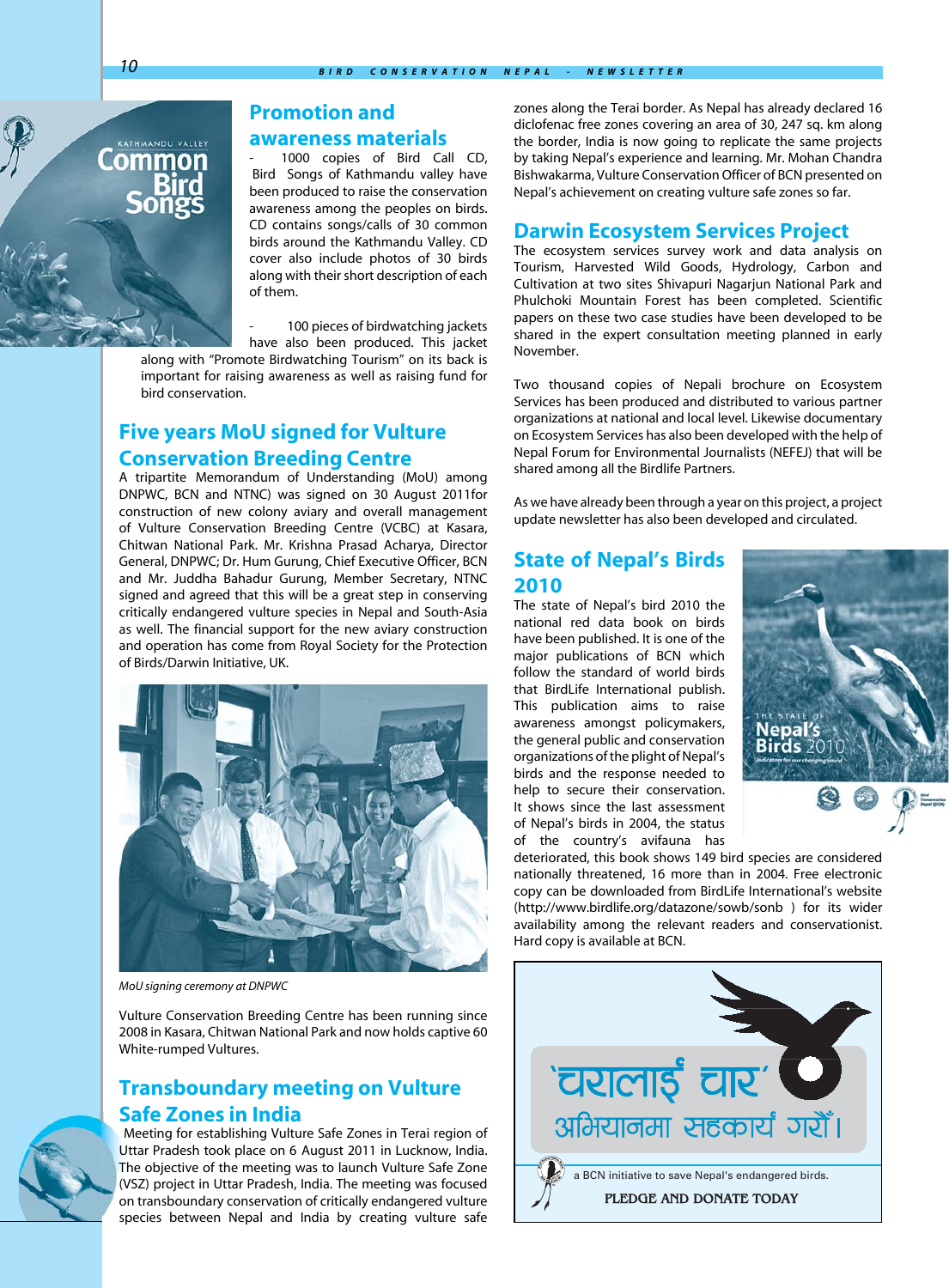## Promotion and awareness materials

- 1000 copies of Bird Call CD, Bird Songs of Kathmandu valley have been produced to raise the conservation awareness among the peoples on birds. CD contains songs/calls of 30 common birds around the Kathmandu Valley. CD cover also include photos of 30 birds along with their short description of each of them.

- 100 pieces of birdwatching jackets have also been produced. This jacket along with "Promote Birdwatching Tourism" on its back is important for raising awareness as well as raising fund for bird conservation.

## Five years MoU signed for Vulture Conservation Breeding Centre

A tripartite Memorandum of Understanding (MoU) among DNPWC, BCN and NTNC) was signed on 30 August 2011for construction of new colony aviary and overall management of Vulture Conservation Breeding Centre (VCBC) at Kasara, Chitwan National Park. Mr. Krishna Prasad Acharya, Director General, DNPWC; Dr. Hum Gurung, Chief Executive Officer, BCN and Mr. Juddha Bahadur Gurung, Member Secretary, NTNC signed and agreed that this will be a great step in conserving critically endangered vulture species in Nepal and South-Asia as well. The financial support for the new aviary construction and operation has come from Royal Society for the Protection of Birds/Darwin Initiative, UK.

*MoU signing ceremony at DNPWC*

Vulture Conservation Breeding Centre has been running since 2008 in Kasara, Chitwan National Park and now holds captive 60 White-rumped Vultures.

## Transboundary meeting on Vulture Safe Zones in India

Meeting for establishing Vulture Safe Zones in Terai region of Uttar Pradesh took place on 6 August 2011 in Lucknow, India. The objective of the meeting was to launch Vulture Safe Zone (VSZ) project in Uttar Pradesh, India. The meeting was focused on transboundary conservation of critically endangered vulture species between Nepal and India by creating vulture safe zones along the Terai border. As Nepal has already declared 16 diclofenac free zones covering an area of 30, 247 sq. km along the border, India is now going to replicate the same projects by taking Nepal's experience and learning. Mr. Mohan Chandra Bishwakarma, Vulture Conservation Officer of BCN presented on Nepal's achievement on creating vulture safe zones so far.

## Darwin Ecosystem Services Project

The ecosystem services survey work and data analysis on Tourism, Harvested Wild Goods, Hydrology, Carbon and Cultivation at two sites Shivapuri Nagarjun National Park and Phulchoki Mountain Forest has been completed. Scientific papers on these two case studies have been developed to be shared in the expert consultation meeting planned in early November.

Two thousand copies of Nepali brochure on Ecosystem Services has been produced and distributed to various partner organizations at national and local level. Likewise documentary on Ecosystem Services has also been developed with the help of Nepal Forum for Environmental Journalists (NEFEJ) that will be shared among all the Birdlife Partners.

As we have already been through a year on this project, a project update newsletter has also been developed and circulated.

## State of Nepal's Birds 2010

The state of Nepal's bird 2010 the national red data book on birds have been published. It is one of the major publications of BCN which follow the standard of world birds that BirdLife International publish. This publication aims to raise awareness amongst policymakers, the general public and conservation organizations of the plight of Nepal's birds and the response needed to help to secure their conservation. It shows since the last assessment of Nepal's birds in 2004, the status of the country's avifauna has deteriorated, this book shows 149 bird species are considered nationally threatened, 16 more than in 2004. Free electronic copy can be downloaded from BirdLife International's website (http://www.birdlife.org/datazone/sowb/sonb ) for its wider availability among the relevant readers and conservationist. Hard copy is available at BCN.

'चरालाईं चारा' अभियानमा सहकार्य गरौं।

a BCN initiative to save Nepal's endangered birds.

PLEDGE AND DONATE TODAY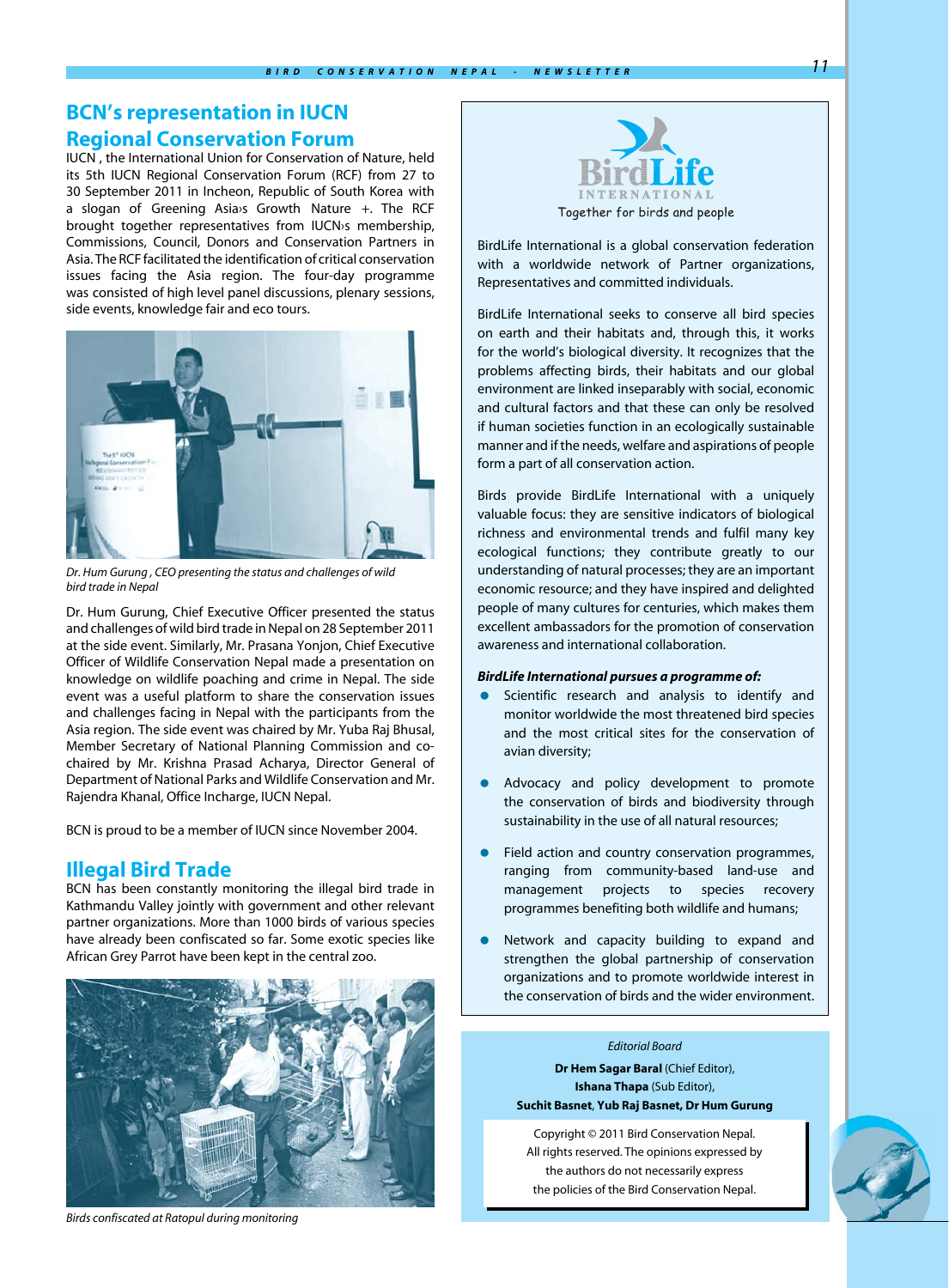## BCN's representation in IUCN Regional Conservation Forum

IUCN , the International Union for Conservation of Nature, held its 5th IUCN Regional Conservation Forum (RCF) from 27 to 30 September 2011 in Incheon, Republic of South Korea with a slogan of Greening Asia›s Growth Nature +. The RCF brought together representatives from IUCN›s membership, Commissions, Council, Donors and Conservation Partners in Asia. The RCF facilitated the identification of critical conservation issues facing the Asia region. The four-day programme was consisted of high level panel discussions, plenary sessions, side events, knowledge fair and eco tours.

*Dr. Hum Gurung , CEO presenting the status and challenges of wild bird trade in Nepal*

Dr. Hum Gurung, Chief Executive Officer presented the status and challenges of wild bird trade in Nepal on 28 September 2011 at the side event. Similarly, Mr. Prasana Yonjon, Chief Executive Officer of Wildlife Conservation Nepal made a presentation on knowledge on wildlife poaching and crime in Nepal. The side event was a useful platform to share the conservation issues and challenges facing in Nepal with the participants from the Asia region. The side event was chaired by Mr. Yuba Raj Bhusal, Member Secretary of National Planning Commission and co-chaired by Mr. Krishna Prasad Acharya, Director General of Department of National Parks and Wildlife Conservation and Mr. Rajendra Khanal, Office Incharge, IUCN Nepal.

BCN is proud to be a member of IUCN since November 2004.

## Illegal Bird Trade

BCN has been constantly monitoring the illegal bird trade in Kathmandu Valley jointly with government and other relevant partner organizations. More than 1000 birds of various species have already been confiscated so far. Some exotic species like African Grey Parrot have been kept in the central zoo.

*Birds confiscated at Ratopul during monitoring*

BirdLife INTERNATIONAL

Together for birds and people

BirdLife International is a global conservation federation with a worldwide network of Partner organizations, Representatives and committed individuals.

BirdLife International seeks to conserve all bird species on earth and their habitats and, through this, it works for the world's biological diversity. It recognizes that the problems affecting birds, their habitats and our global environment are linked inseparably with social, economic and cultural factors and that these can only be resolved if human societies function in an ecologically sustainable manner and if the needs, welfare and aspirations of people form a part of all conservation action.

Birds provide BirdLife International with a uniquely valuable focus: they are sensitive indicators of biological richness and environmental trends and fulfil many key ecological functions; they contribute greatly to our understanding of natural processes; they are an important economic resource; and they have inspired and delighted people of many cultures for centuries, which makes them excellent ambassadors for the promotion of conservation awareness and international collaboration.

***BirdLife International pursues a programme of:***

- Scientific research and analysis to identify and monitor worldwide the most threatened bird species and the most critical sites for the conservation of avian diversity;
- Advocacy and policy development to promote the conservation of birds and biodiversity through sustainability in the use of all natural resources;
- Field action and country conservation programmes, ranging from community-based land-use and management projects to species recovery programmes benefiting both wildlife and humans;
- Network and capacity building to expand and strengthen the global partnership of conservation organizations and to promote worldwide interest in the conservation of birds and the wider environment.

*Editorial Board*

**Dr Hem Sagar Baral** (Chief Editor),
**Ishana Thapa** (Sub Editor),
**Suchit Basnet**, **Yub Raj Basnet, Dr Hum Gurung**

Copyright © 2011 Bird Conservation Nepal.
All rights reserved. The opinions expressed by the authors do not necessarily express the policies of the Bird Conservation Nepal.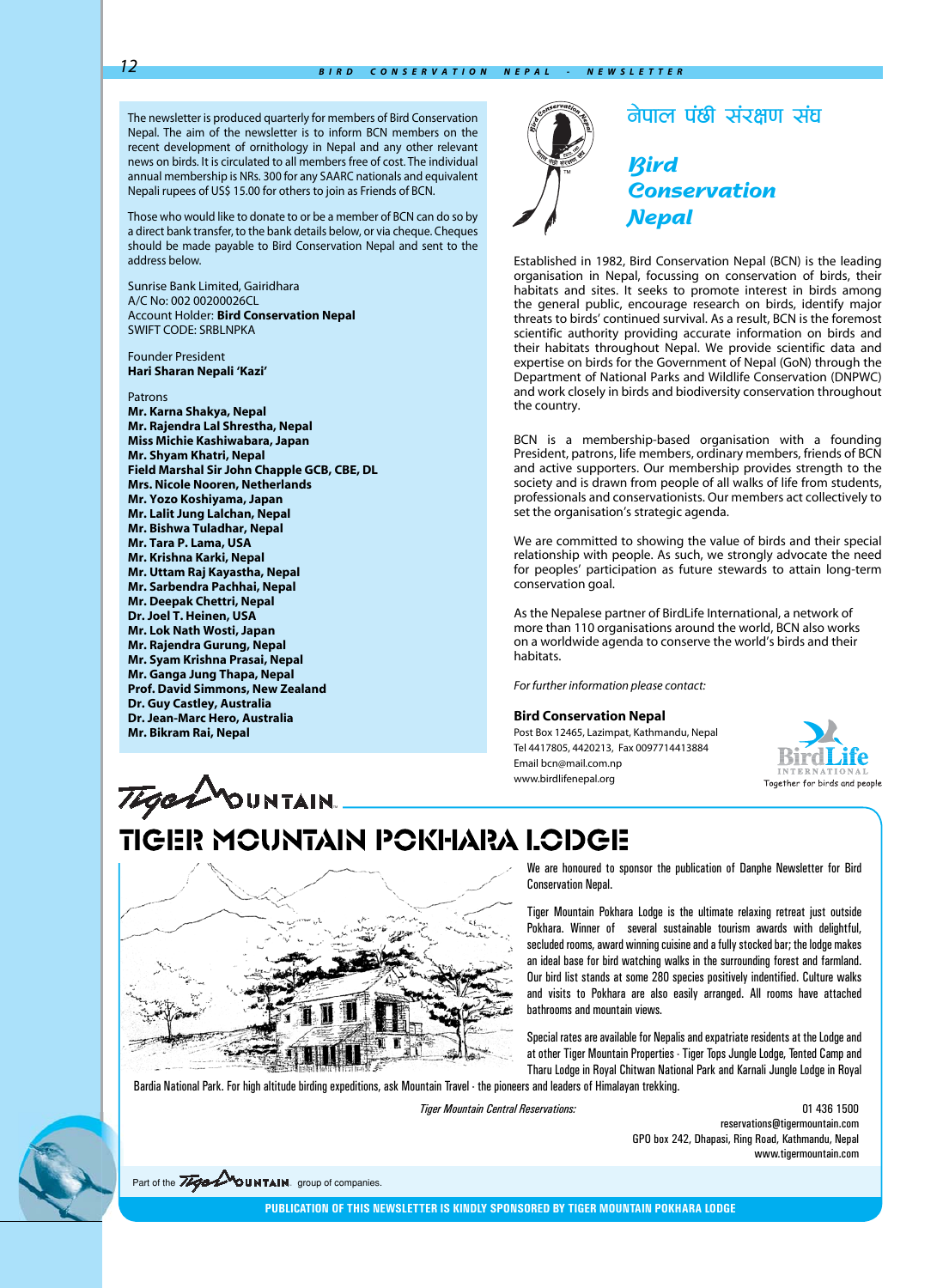The newsletter is produced quarterly for members of Bird Conservation Nepal. The aim of the newsletter is to inform BCN members on the recent development of ornithology in Nepal and any other relevant news on birds. It is circulated to all members free of cost. The individual annual membership is NRs. 300 for any SAARC nationals and equivalent Nepali rupees of US$ 15.00 for others to join as Friends of BCN.

Those who would like to donate to or be a member of BCN can do so by a direct bank transfer, to the bank details below, or via cheque. Cheques should be made payable to Bird Conservation Nepal and sent to the address below.

Sunrise Bank Limited, Gairidhara
A/C No: 002 00200026CL
Account Holder: **Bird Conservation Nepal**
SWIFT CODE: SRBLNPKA

Founder President
**Hari Sharan Nepali 'Kazi'**

Patrons
**Mr. Karna Shakya, Nepal**
**Mr. Rajendra Lal Shrestha, Nepal**
**Miss Michie Kashiwabara, Japan**
**Mr. Shyam Khatri, Nepal**
**Field Marshal Sir John Chapple GCB, CBE, DL**
**Mrs. Nicole Nooren, Netherlands**
**Mr. Yozo Koshiyama, Japan**
**Mr. Lalit Jung Lalchan, Nepal**
**Mr. Bishwa Tuladhar, Nepal**
**Mr. Tara P. Lama, USA**
**Mr. Krishna Karki, Nepal**
**Mr. Uttam Raj Kayastha, Nepal**
**Mr. Sarbendra Pachhai, Nepal**
**Mr. Deepak Chettri, Nepal**
**Dr. Joel T. Heinen, USA**
**Mr. Lok Nath Wosti, Japan**
**Mr. Rajendra Gurung, Nepal**
**Mr. Syam Krishna Prasai, Nepal**
**Mr. Ganga Jung Thapa, Nepal**
**Prof. David Simmons, New Zealand**
**Dr. Guy Castley, Australia**
**Dr. Jean-Marc Hero, Australia**
**Mr. Bikram Rai, Nepal**

# नेपाल पंछी संरक्षण संघ

# Bird Conservation Nepal

Established in 1982, Bird Conservation Nepal (BCN) is the leading organisation in Nepal, focussing on conservation of birds, their habitats and sites. It seeks to promote interest in birds among the general public, encourage research on birds, identify major threats to birds' continued survival. As a result, BCN is the foremost scientific authority providing accurate information on birds and their habitats throughout Nepal. We provide scientific data and expertise on birds for the Government of Nepal (GoN) through the Department of National Parks and Wildlife Conservation (DNPWC) and work closely in birds and biodiversity conservation throughout the country.

BCN is a membership-based organisation with a founding President, patrons, life members, ordinary members, friends of BCN and active supporters. Our membership provides strength to the society and is drawn from people of all walks of life from students, professionals and conservationists. Our members act collectively to set the organisation's strategic agenda.

We are committed to showing the value of birds and their special relationship with people. As such, we strongly advocate the need for peoples' participation as future stewards to attain long-term conservation goal.

As the Nepalese partner of BirdLife International, a network of more than 110 organisations around the world, BCN also works on a worldwide agenda to conserve the world's birds and their habitats.

*For further information please contact:*

**Bird Conservation Nepal**
Post Box 12465, Lazimpat, Kathmandu, Nepal
Tel 4417805, 4420213, Fax 0097714413884
Email bcn@mail.com.np
www.birdlifenepal.org

BirdLife INTERNATIONAL
Together for birds and people

# TIGER MOUNTAIN POKHARA LODGE

We are honoured to sponsor the publication of Danphe Newsletter for Bird Conservation Nepal.

Tiger Mountain Pokhara Lodge is the ultimate relaxing retreat just outside Pokhara. Winner of several sustainable tourism awards with delightful, secluded rooms, award winning cuisine and a fully stocked bar; the lodge makes an ideal base for bird watching walks in the surrounding forest and farmland. Our bird list stands at some 280 species positively indentified. Culture walks and visits to Pokhara are also easily arranged. All rooms have attached bathrooms and mountain views.

Special rates are available for Nepalis and expatriate residents at the Lodge and at other Tiger Mountain Properties - Tiger Tops Jungle Lodge, Tented Camp and Tharu Lodge in Royal Chitwan National Park and Karnali Jungle Lodge in Royal Bardia National Park. For high altitude birding expeditions, ask Mountain Travel - the pioneers and leaders of Himalayan trekking.

*Tiger Mountain Central Reservations:* 01 436 1500
reservations@tigermountain.com
GPO box 242, Dhapasi, Ring Road, Kathmandu, Nepal
www.tigermountain.com

Part of the Tiger Mountain group of companies.

**PUBLICATION OF THIS NEWSLETTER IS KINDLY SPONSORED BY TIGER MOUNTAIN POKHARA LODGE**